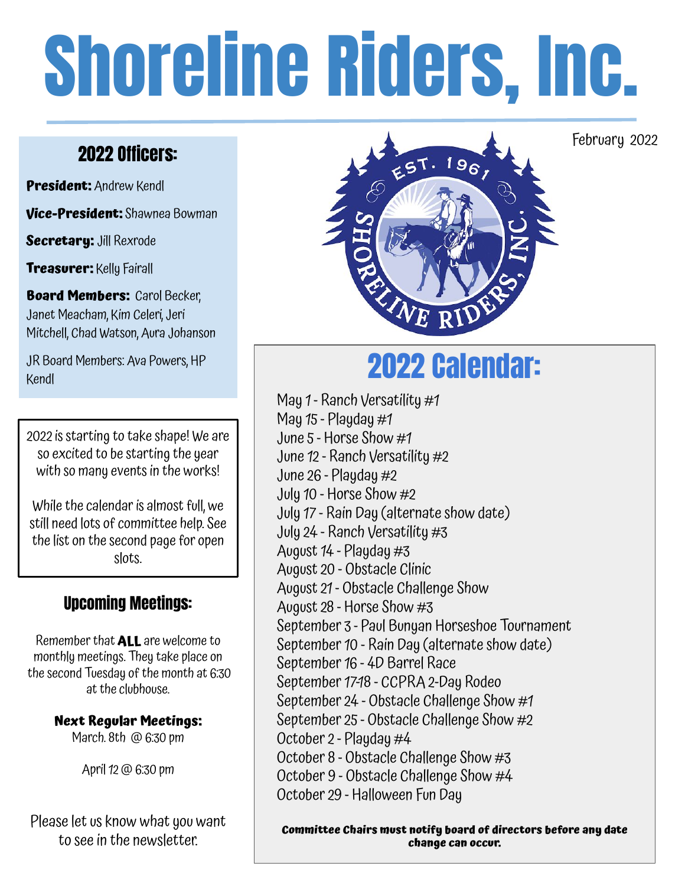# Shoreline Riders, Inc.

February 2022

## 2022 Officers:

**President:** Andrew Kendl

**Vice-President:** Shawnea Bowman

**Secretary:** Jill Rexrode

**Treasurer:** Kelly Fairall

**Board Members:** Carol Becker, Janet Meacham, Kim Celeri, Jeri Mitchell, Chad Watson, Aura Johanson

JR Board Members: Ava Powers, HP Kendl

2022 is starting to take shape! We are so excited to be starting the year with so many events in the works!

While the calendar is almost full, we still need lots of committee help. See the list on the second page for open slots.

## Upcoming Meetings:

Remember that **ALL** are welcome to monthly meetings. They take place on the second Tuesday of the month at 6:30 at the clubhouse.

**Next Regular Meetings:**
March. 8th @ 6:30 pm

April 12 @ 6:30 pm

Please let us know what you want to see in the newsletter.

## 2022 Calendar:

May 1 - Ranch Versatility #1
May 15 - Playday #1
June 5 - Horse Show #1
June 12 - Ranch Versatility #2
June 26 - Playday #2
July 10 - Horse Show #2
July 17 - Rain Day (alternate show date)
July 24 - Ranch Versatility #3
August 14 - Playday #3
August 20 - Obstacle Clinic
August 21 - Obstacle Challenge Show
August 28 - Horse Show #3
September 3 - Paul Bunyan Horseshoe Tournament
September 10 - Rain Day (alternate show date)
September 16 - 4D Barrel Race
September 17-18 - CCPRA 2-Day Rodeo
September 24 - Obstacle Challenge Show #1
September 25 - Obstacle Challenge Show #2
October 2 - Playday #4
October 8 - Obstacle Challenge Show #3
October 9 - Obstacle Challenge Show #4
October 29 - Halloween Fun Day

**Committee Chairs must notify board of directors before any date change can occur.**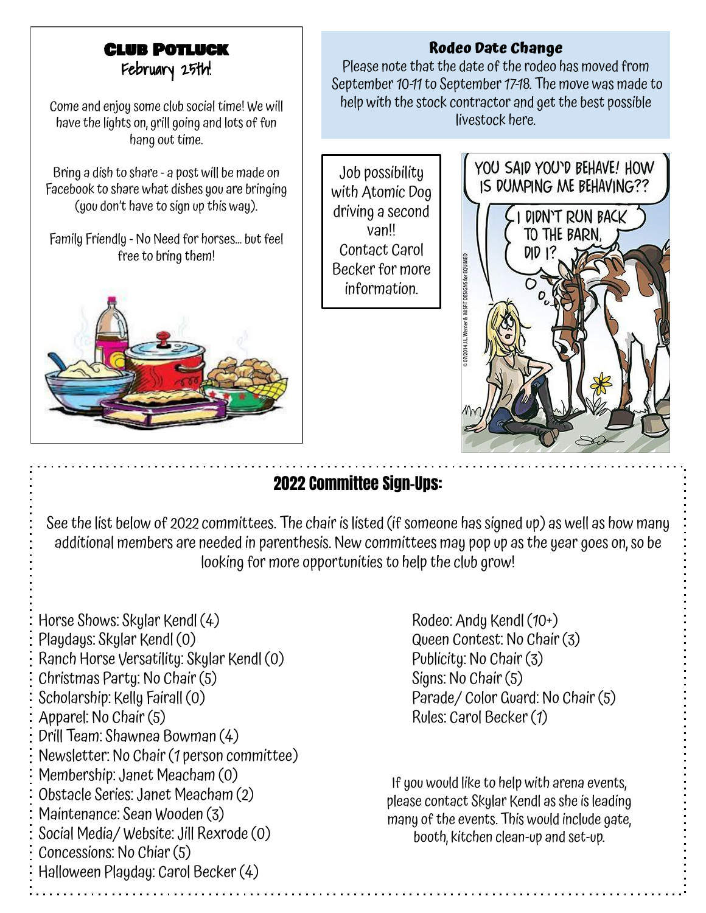## Club Potluck

February 25th!

Come and enjoy some club social time! We will have the lights on, grill going and lots of fun hang out time.

Bring a dish to share - a post will be made on Facebook to share what dishes you are bringing (you don't have to sign up this way).

Family Friendly - No Need for horses... but feel free to bring them!

## Rodeo Date Change

Please note that the date of the rodeo has moved from September 10-11 to September 17-18. The move was made to help with the stock contractor and get the best possible livestock here.

Job possibility with Atomic Dog driving a second van!! Contact Carol Becker for more information.

## 2022 Committee Sign-Ups:

See the list below of 2022 committees. The chair is listed (if someone has signed up) as well as how many additional members are needed in parenthesis. New committees may pop up as the year goes on, so be looking for more opportunities to help the club grow!

- Horse Shows: Skylar Kendl (4)
- Playdays: Skylar Kendl (0)
- Ranch Horse Versatility: Skylar Kendl (0)
- Christmas Party: No Chair (5)
- Scholarship: Kelly Fairall (0)
- Apparel: No Chair (5)
- Drill Team: Shawnea Bowman (4)
- Newsletter: No Chair (1 person committee)
- Membership: Janet Meacham (0)
- Obstacle Series: Janet Meacham (2)
- Maintenance: Sean Wooden (3)
- Social Media/ Website: Jill Rexrode (0)
- Concessions: No Chiar (5)
- Halloween Playday: Carol Becker (4)
- Rodeo: Andy Kendl (10+)
- Queen Contest: No Chair (3)
- Publicity: No Chair (3)
- Signs: No Chair (5)
- Parade/ Color Guard: No Chair (5)
- Rules: Carol Becker (1)

If you would like to help with arena events, please contact Skylar Kendl as she is leading many of the events. This would include gate, booth, kitchen clean-up and set-up.